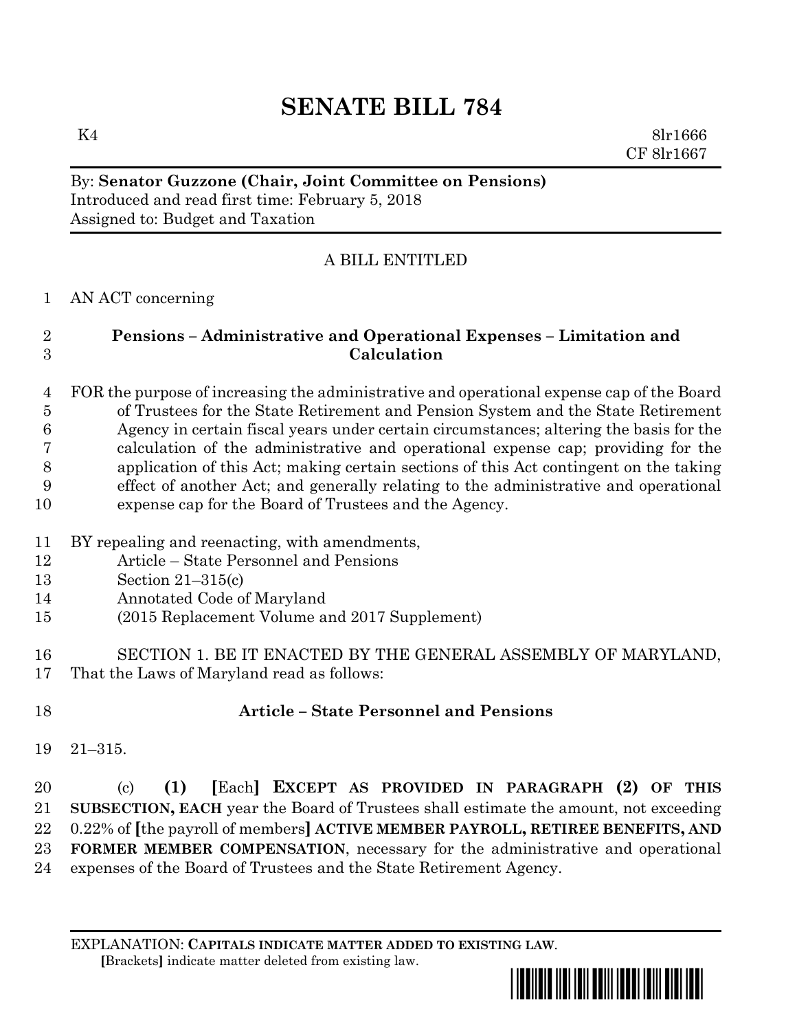# SENATE BILL 784

K4 8lr1666
CF 8lr1667

By: **Senator Guzzone (Chair, Joint Committee on Pensions)**
Introduced and read first time: February 5, 2018
Assigned to: Budget and Taxation

A BILL ENTITLED

1 AN ACT concerning

2 **Pensions – Administrative and Operational Expenses – Limitation and**
3 **Calculation**

4 FOR the purpose of increasing the administrative and operational expense cap of the Board
5 of Trustees for the State Retirement and Pension System and the State Retirement
6 Agency in certain fiscal years under certain circumstances; altering the basis for the
7 calculation of the administrative and operational expense cap; providing for the
8 application of this Act; making certain sections of this Act contingent on the taking
9 effect of another Act; and generally relating to the administrative and operational
10 expense cap for the Board of Trustees and the Agency.

11 BY repealing and reenacting, with amendments,
12 Article – State Personnel and Pensions
13 Section 21–315(c)
14 Annotated Code of Maryland
15 (2015 Replacement Volume and 2017 Supplement)

16 SECTION 1. BE IT ENACTED BY THE GENERAL ASSEMBLY OF MARYLAND,
17 That the Laws of Maryland read as follows:

18 **Article – State Personnel and Pensions**

19 21–315.

20 (c) **(1)** **[**Each**]** **EXCEPT AS PROVIDED IN PARAGRAPH (2) OF THIS**
21 **SUBSECTION, EACH** year the Board of Trustees shall estimate the amount, not exceeding
22 0.22% of **[**the payroll of members**]** **ACTIVE MEMBER PAYROLL, RETIREE BENEFITS, AND**
23 **FORMER MEMBER COMPENSATION**, necessary for the administrative and operational
24 expenses of the Board of Trustees and the State Retirement Agency.

EXPLANATION: **CAPITALS INDICATE MATTER ADDED TO EXISTING LAW**.
**[**Brackets**]** indicate matter deleted from existing law.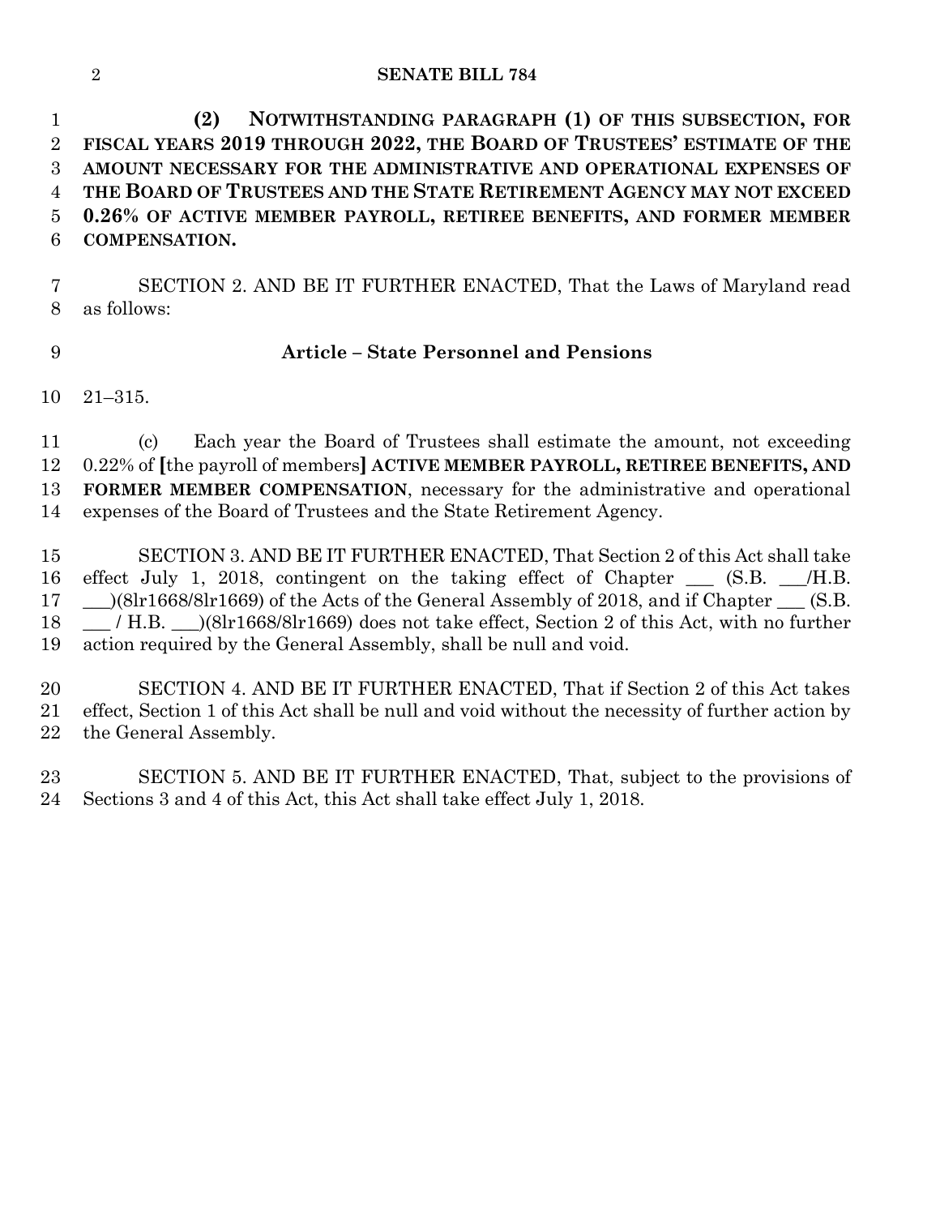**(2) NOTWITHSTANDING PARAGRAPH (1) OF THIS SUBSECTION, FOR FISCAL YEARS 2019 THROUGH 2022, THE BOARD OF TRUSTEES' ESTIMATE OF THE AMOUNT NECESSARY FOR THE ADMINISTRATIVE AND OPERATIONAL EXPENSES OF THE BOARD OF TRUSTEES AND THE STATE RETIREMENT AGENCY MAY NOT EXCEED 0.26% OF ACTIVE MEMBER PAYROLL, RETIREE BENEFITS, AND FORMER MEMBER COMPENSATION.**

SECTION 2. AND BE IT FURTHER ENACTED, That the Laws of Maryland read as follows:

**Article – State Personnel and Pensions**

21–315.

(c) Each year the Board of Trustees shall estimate the amount, not exceeding 0.22% of **[**the payroll of members**]** **ACTIVE MEMBER PAYROLL, RETIREE BENEFITS, AND FORMER MEMBER COMPENSATION**, necessary for the administrative and operational expenses of the Board of Trustees and the State Retirement Agency.

SECTION 3. AND BE IT FURTHER ENACTED, That Section 2 of this Act shall take effect July 1, 2018, contingent on the taking effect of Chapter ___ (S.B. ___/H.B. ___)(8lr1668/8lr1669) of the Acts of the General Assembly of 2018, and if Chapter ___ (S.B. ___ / H.B. ___)(8lr1668/8lr1669) does not take effect, Section 2 of this Act, with no further action required by the General Assembly, shall be null and void.

SECTION 4. AND BE IT FURTHER ENACTED, That if Section 2 of this Act takes effect, Section 1 of this Act shall be null and void without the necessity of further action by the General Assembly.

SECTION 5. AND BE IT FURTHER ENACTED, That, subject to the provisions of Sections 3 and 4 of this Act, this Act shall take effect July 1, 2018.